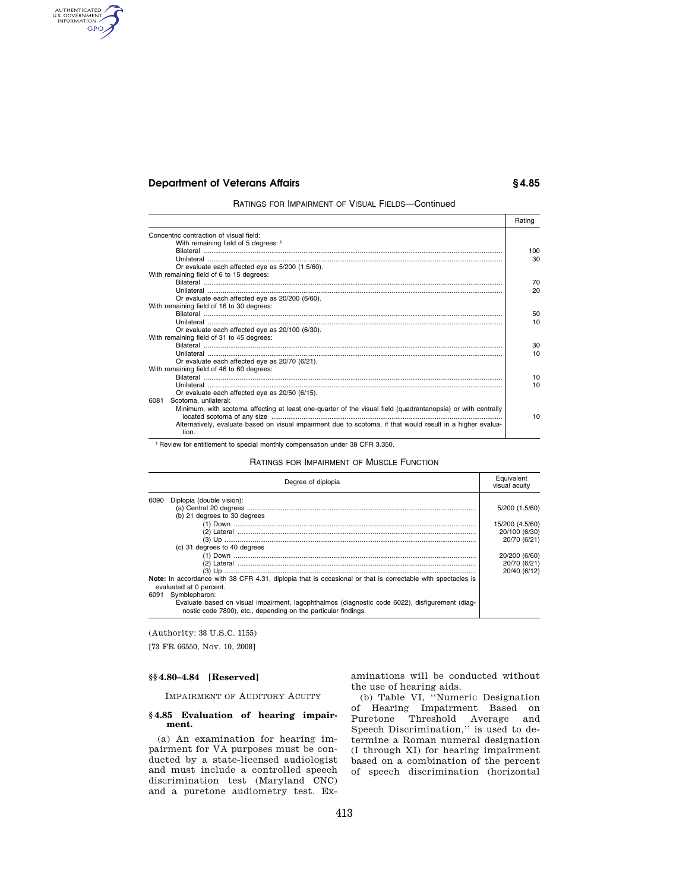RATINGS FOR IMPAIRMENT OF VISUAL FIELDS—Continued

| | Rating |
|---|---|
| Concentric contraction of visual field: | |
| With remaining field of 5 degrees: [1] | |
| Bilateral | 100 |
| Unilateral | 30 |
| Or evaluate each affected eye as 5/200 (1.5/60). | |
| With remaining field of 6 to 15 degrees: | |
| Bilateral | 70 |
| Unilateral | 20 |
| Or evaluate each affected eye as 20/200 (6/60). | |
| With remaining field of 16 to 30 degrees: | |
| Bilateral | 50 |
| Unilateral | 10 |
| Or evaluate each affected eye as 20/100 (6/30). | |
| With remaining field of 31 to 45 degrees: | |
| Bilateral | 30 |
| Unilateral | 10 |
| Or evaluate each affected eye as 20/70 (6/21). | |
| With remaining field of 46 to 60 degrees: | |
| Bilateral | 10 |
| Unilateral | 10 |
| Or evaluate each affected eye as 20/50 (6/15). | |
| 6081 Scotoma, unilateral: | |
| Minimum, with scotoma affecting at least one-quarter of the visual field (quadrantanopsia) or with centrally located scotoma of any size | 10 |
| Alternatively, evaluate based on visual impairment due to scotoma, if that would result in a higher evaluation. | |

[1] Review for entitlement to special monthly compensation under 38 CFR 3.350.

RATINGS FOR IMPAIRMENT OF MUSCLE FUNCTION

| Degree of diplopia | Equivalent visual acuity |
|---|---|
| 6090 Diplopia (double vision): | |
| (a) Central 20 degrees | 5/200 (1.5/60) |
| (b) 21 degrees to 30 degrees | |
| (1) Down | 15/200 (4.5/60) |
| (2) Lateral | 20/100 (6/30) |
| (3) Up | 20/70 (6/21) |
| (c) 31 degrees to 40 degrees | |
| (1) Down | 20/200 (6/60) |
| (2) Lateral | 20/70 (6/21) |
| (3) Up | 20/40 (6/12) |
| **Note:** In accordance with 38 CFR 4.31, diplopia that is occasional or that is correctable with spectacles is evaluated at 0 percent. | |
| 6091 Symblepharon: | |
| Evaluate based on visual impairment, lagophthalmos (diagnostic code 6022), disfigurement (diagnostic code 7800), etc., depending on the particular findings. | |

(Authority: 38 U.S.C. 1155)

[73 FR 66550, Nov. 10, 2008]

## §§ 4.80–4.84 [Reserved]

IMPAIRMENT OF AUDITORY ACUITY

### § 4.85 Evaluation of hearing impairment.

(a) An examination for hearing impairment for VA purposes must be conducted by a state-licensed audiologist and must include a controlled speech discrimination test (Maryland CNC) and a puretone audiometry test. Examinations will be conducted without the use of hearing aids.

(b) Table VI, ''Numeric Designation of Hearing Impairment Based on Puretone Threshold Average and Speech Discrimination,'' is used to determine a Roman numeral designation (I through XI) for hearing impairment based on a combination of the percent of speech discrimination (horizontal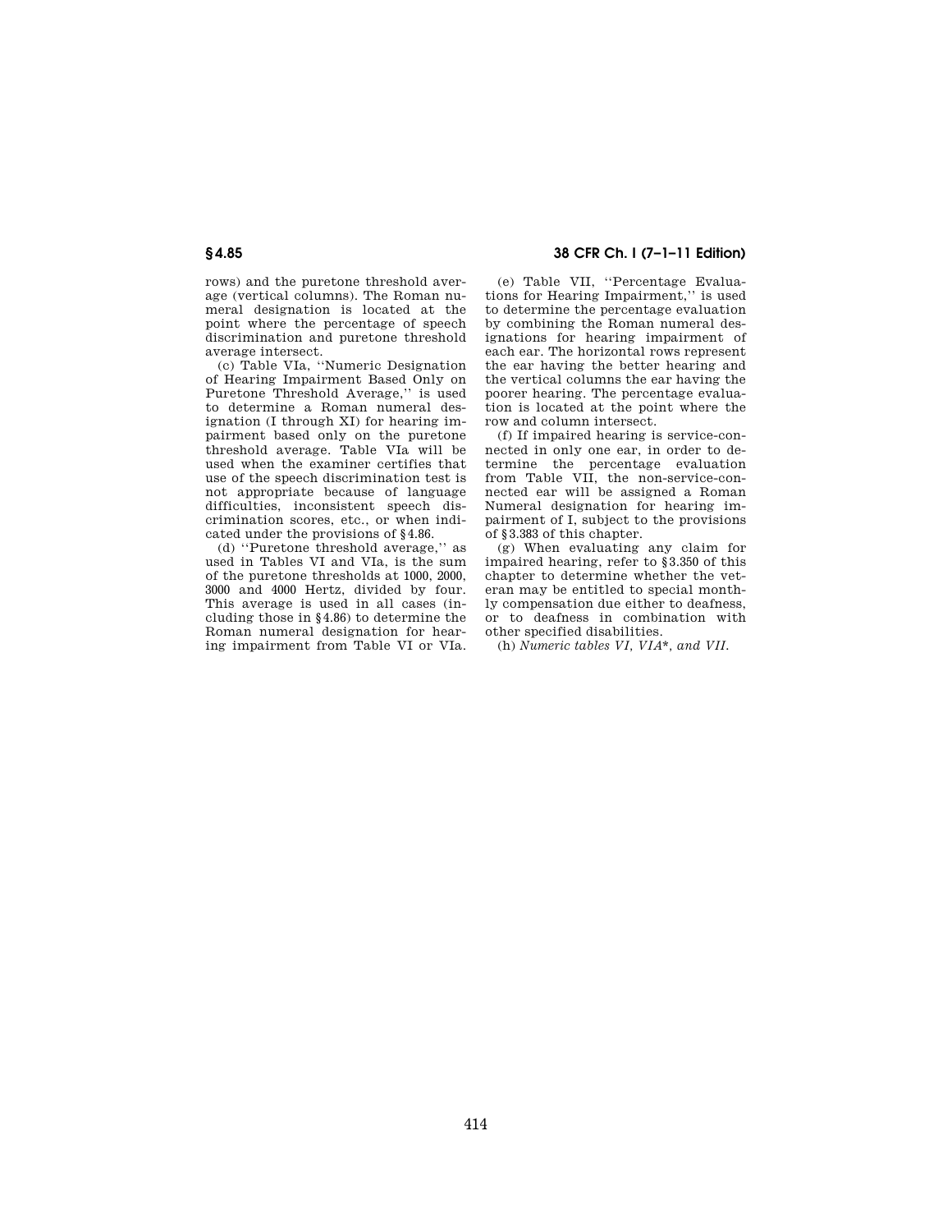rows) and the puretone threshold average (vertical columns). The Roman numeral designation is located at the point where the percentage of speech discrimination and puretone threshold average intersect.

(c) Table VIa, ''Numeric Designation of Hearing Impairment Based Only on Puretone Threshold Average,'' is used to determine a Roman numeral designation (I through XI) for hearing impairment based only on the puretone threshold average. Table VIa will be used when the examiner certifies that use of the speech discrimination test is not appropriate because of language difficulties, inconsistent speech discrimination scores, etc., or when indicated under the provisions of §4.86.

(d) ''Puretone threshold average,'' as used in Tables VI and VIa, is the sum of the puretone thresholds at 1000, 2000, 3000 and 4000 Hertz, divided by four. This average is used in all cases (including those in §4.86) to determine the Roman numeral designation for hearing impairment from Table VI or VIa.

(e) Table VII, ''Percentage Evaluations for Hearing Impairment,'' is used to determine the percentage evaluation by combining the Roman numeral designations for hearing impairment of each ear. The horizontal rows represent the ear having the better hearing and the vertical columns the ear having the poorer hearing. The percentage evaluation is located at the point where the row and column intersect.

(f) If impaired hearing is service-connected in only one ear, in order to determine the percentage evaluation from Table VII, the non-service-connected ear will be assigned a Roman Numeral designation for hearing impairment of I, subject to the provisions of §3.383 of this chapter.

(g) When evaluating any claim for impaired hearing, refer to §3.350 of this chapter to determine whether the veteran may be entitled to special monthly compensation due either to deafness, or to deafness in combination with other specified disabilities.

(h) *Numeric tables VI, VIA*\*, *and VII.*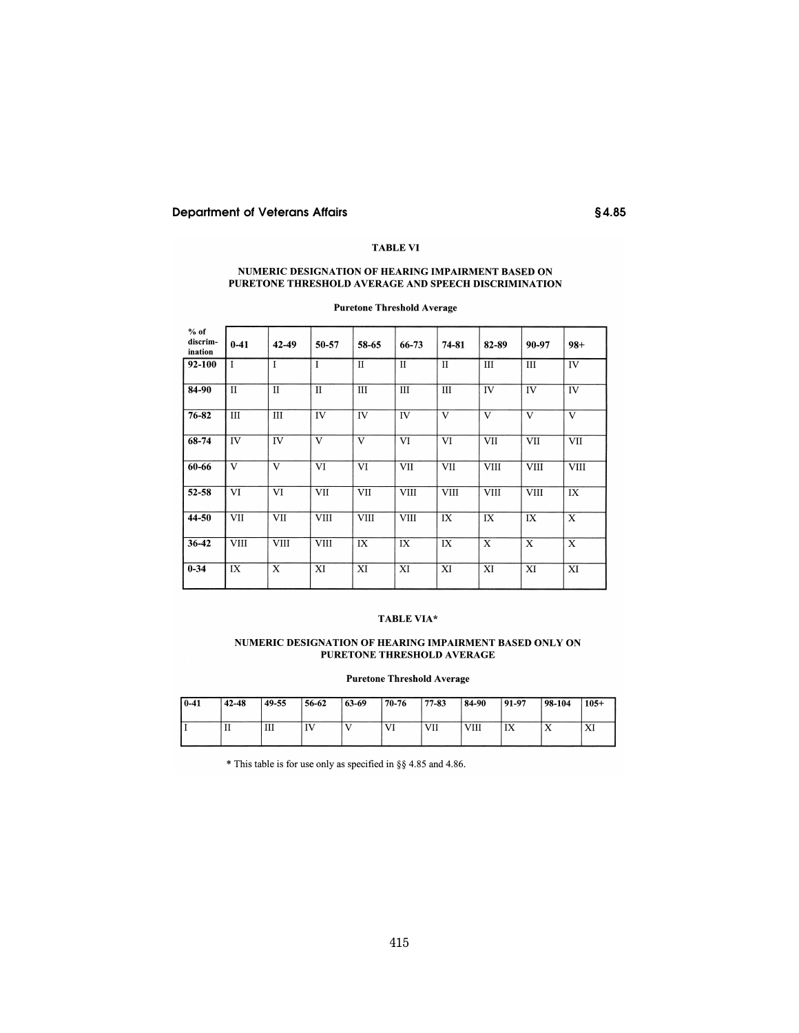### TABLE VI

#### NUMERIC DESIGNATION OF HEARING IMPAIRMENT BASED ON PURETONE THRESHOLD AVERAGE AND SPEECH DISCRIMINATION

**Puretone Threshold Average**

| % of discrim-ination | 0-41 | 42-49 | 50-57 | 58-65 | 66-73 | 74-81 | 82-89 | 90-97 | 98+ |
|---|---|---|---|---|---|---|---|---|---|
| **92-100** | I | I | I | II | II | II | III | III | IV |
| **84-90** | II | II | II | III | III | III | IV | IV | IV |
| **76-82** | III | III | IV | IV | IV | V | V | V | V |
| **68-74** | IV | IV | V | V | VI | VI | VII | VII | VII |
| **60-66** | V | V | VI | VI | VII | VII | VIII | VIII | VIII |
| **52-58** | VI | VI | VII | VII | VIII | VIII | VIII | VIII | IX |
| **44-50** | VII | VII | VIII | VIII | VIII | IX | IX | IX | X |
| **36-42** | VIII | VIII | VIII | IX | IX | IX | X | X | X |
| **0-34** | IX | X | XI | XI | XI | XI | XI | XI | XI |

### TABLE VIA*

#### NUMERIC DESIGNATION OF HEARING IMPAIRMENT BASED ONLY ON PURETONE THRESHOLD AVERAGE

**Puretone Threshold Average**

| 0-41 | 42-48 | 49-55 | 56-62 | 63-69 | 70-76 | 77-83 | 84-90 | 91-97 | 98-104 | 105+ |
|---|---|---|---|---|---|---|---|---|---|---|
| I | II | III | IV | V | VI | VII | VIII | IX | X | XI |

\* This table is for use only as specified in §§ 4.85 and 4.86.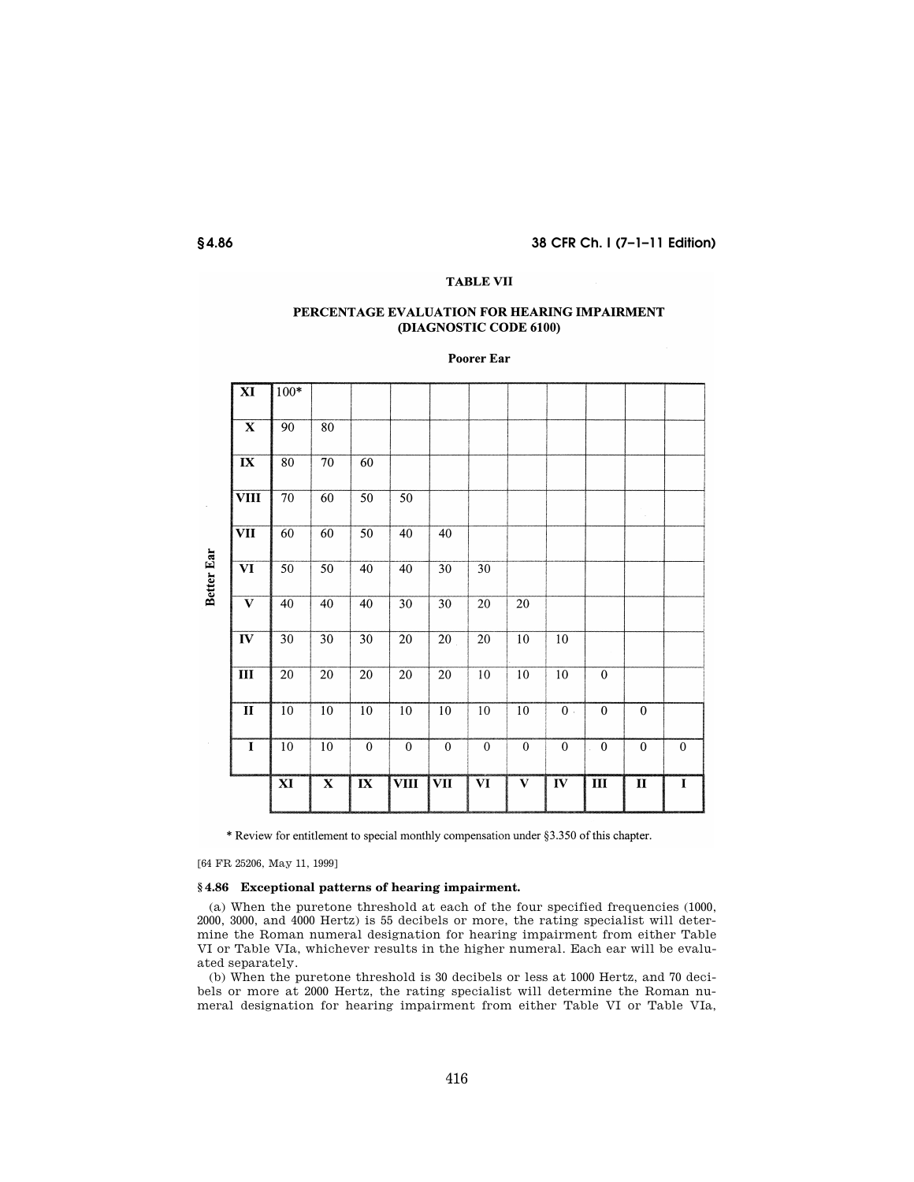**TABLE VII**

**PERCENTAGE EVALUATION FOR HEARING IMPAIRMENT (DIAGNOSTIC CODE 6100)**

**Poorer Ear**

| Better Ear | | | | | | | | | | | |
|---|---|---|---|---|---|---|---|---|---|---|---|
| **XI** | 100* | | | | | | | | | | |
| **X** | 90 | 80 | | | | | | | | | |
| **IX** | 80 | 70 | 60 | | | | | | | | |
| **VIII** | 70 | 60 | 50 | 50 | | | | | | | |
| **VII** | 60 | 60 | 50 | 40 | 40 | | | | | | |
| **VI** | 50 | 50 | 40 | 40 | 30 | 30 | | | | | |
| **V** | 40 | 40 | 40 | 30 | 30 | 20 | 20 | | | | |
| **IV** | 30 | 30 | 30 | 20 | 20 | 20 | 10 | 10 | | | |
| **III** | 20 | 20 | 20 | 20 | 20 | 10 | 10 | 10 | 0 | | |
| **II** | 10 | 10 | 10 | 10 | 10 | 10 | 10 | 0 | 0 | 0 | |
| **I** | 10 | 10 | 0 | 0 | 0 | 0 | 0 | 0 | 0 | 0 | 0 |
| | **XI** | **X** | **IX** | **VIII** | **VII** | **VI** | **V** | **IV** | **III** | **II** | **I** |

* Review for entitlement to special monthly compensation under §3.350 of this chapter.

[64 FR 25206, May 11, 1999]

**§ 4.86 Exceptional patterns of hearing impairment.**

(a) When the puretone threshold at each of the four specified frequencies (1000, 2000, 3000, and 4000 Hertz) is 55 decibels or more, the rating specialist will determine the Roman numeral designation for hearing impairment from either Table VI or Table VIa, whichever results in the higher numeral. Each ear will be evaluated separately.

(b) When the puretone threshold is 30 decibels or less at 1000 Hertz, and 70 decibels or more at 2000 Hertz, the rating specialist will determine the Roman numeral designation for hearing impairment from either Table VI or Table VIa,